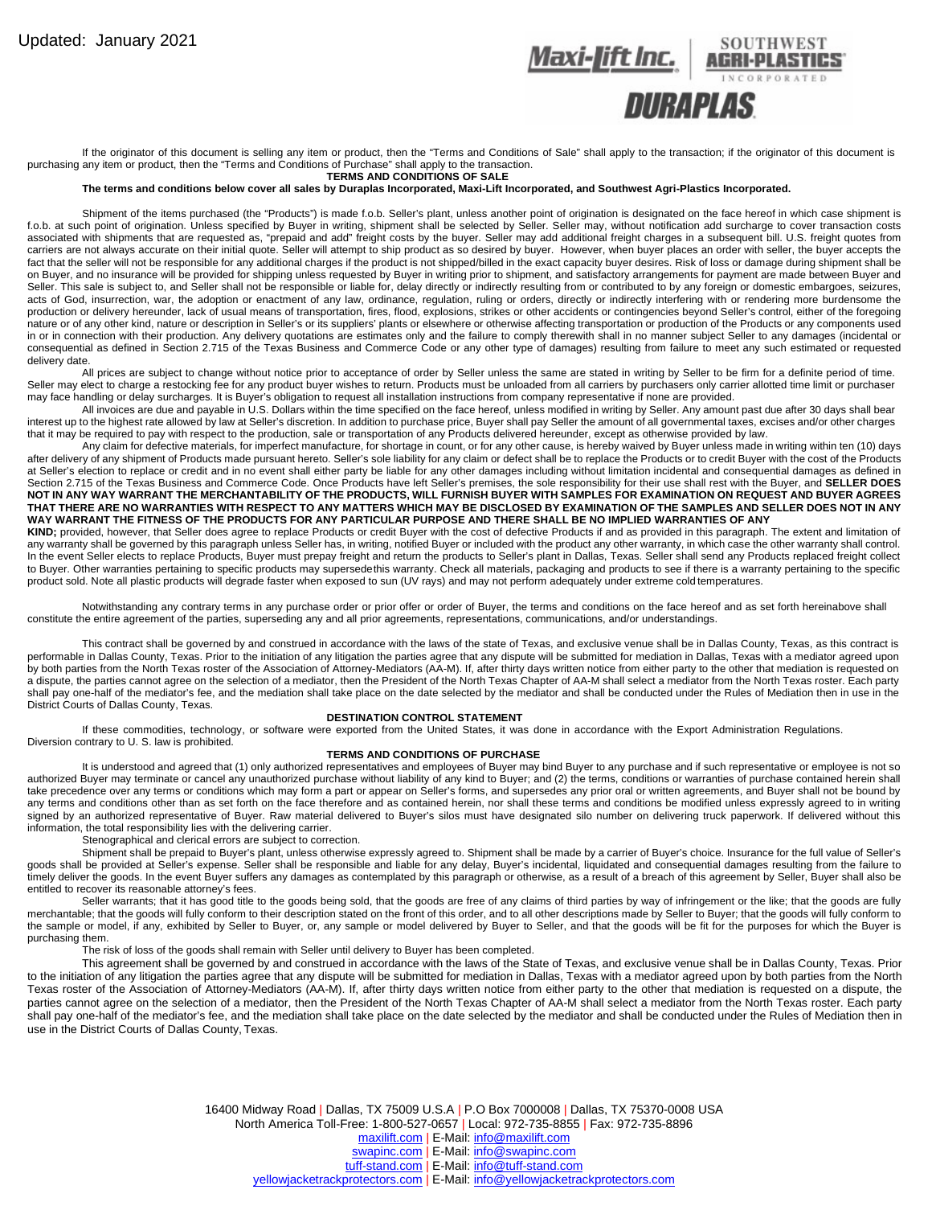Updated: January 2021

Maxi-Lift Inc. | SOUTHWEST AGRI-PLASTICS INCORPORATED | DURAPLAS

If the originator of this document is selling any item or product, then the "Terms and Conditions of Sale" shall apply to the transaction; if the originator of this document is purchasing any item or product, then the "Terms and Conditions of Purchase" shall apply to the transaction.

## TERMS AND CONDITIONS OF SALE

**The terms and conditions below cover all sales by Duraplas Incorporated, Maxi-Lift Incorporated, and Southwest Agri-Plastics Incorporated.**

Shipment of the items purchased (the "Products") is made f.o.b. Seller's plant, unless another point of origination is designated on the face hereof in which case shipment is f.o.b. at such point of origination. Unless specified by Buyer in writing, shipment shall be selected by Seller. Seller may, without notification add surcharge to cover transaction costs associated with shipments that are requested as, "prepaid and add" freight costs by the buyer. Seller may add additional freight charges in a subsequent bill. U.S. freight quotes from carriers are not always accurate on their initial quote. Seller will attempt to ship product as so desired by buyer. However, when buyer places an order with seller, the buyer accepts the fact that the seller will not be responsible for any additional charges if the product is not shipped/billed in the exact capacity buyer desires. Risk of loss or damage during shipment shall be on Buyer, and no insurance will be provided for shipping unless requested by Buyer in writing prior to shipment, and satisfactory arrangements for payment are made between Buyer and Seller. This sale is subject to, and Seller shall not be responsible or liable for, delay directly or indirectly resulting from or contributed to by any foreign or domestic embargoes, seizures, acts of God, insurrection, war, the adoption or enactment of any law, ordinance, regulation, ruling or orders, directly or indirectly interfering with or rendering more burdensome the production or delivery hereunder, lack of usual means of transportation, fires, flood, explosions, strikes or other accidents or contingencies beyond Seller's control, either of the foregoing nature or of any other kind, nature or description in Seller's or its suppliers' plants or elsewhere or otherwise affecting transportation or production of the Products or any components used in or in connection with their production. Any delivery quotations are estimates only and the failure to comply therewith shall in no manner subject Seller to any damages (incidental or consequential as defined in Section 2.715 of the Texas Business and Commerce Code or any other type of damages) resulting from failure to meet any such estimated or requested delivery date.

All prices are subject to change without notice prior to acceptance of order by Seller unless the same are stated in writing by Seller to be firm for a definite period of time. Seller may elect to charge a restocking fee for any product buyer wishes to return. Products must be unloaded from all carriers by purchasers only carrier allotted time limit or purchaser may face handling or delay surcharges. It is Buyer's obligation to request all installation instructions from company representative if none are provided.

All invoices are due and payable in U.S. Dollars within the time specified on the face hereof, unless modified in writing by Seller. Any amount past due after 30 days shall bear interest up to the highest rate allowed by law at Seller's discretion. In addition to purchase price, Buyer shall pay Seller the amount of all governmental taxes, excises and/or other charges that it may be required to pay with respect to the production, sale or transportation of any Products delivered hereunder, except as otherwise provided by law.

Any claim for defective materials, for imperfect manufacture, for shortage in count, or for any other cause, is hereby waived by Buyer unless made in writing within ten (10) days after delivery of any shipment of Products made pursuant hereto. Seller's sole liability for any claim or defect shall be to replace the Products or to credit Buyer with the cost of the Products at Seller's election to replace or credit and in no event shall either party be liable for any other damages including without limitation incidental and consequential damages as defined in Section 2.715 of the Texas Business and Commerce Code. Once Products have left Seller's premises, the sole responsibility for their use shall rest with the Buyer, and **SELLER DOES NOT IN ANY WAY WARRANT THE MERCHANTABILITY OF THE PRODUCTS, WILL FURNISH BUYER WITH SAMPLES FOR EXAMINATION ON REQUEST AND BUYER AGREES THAT THERE ARE NO WARRANTIES WITH RESPECT TO ANY MATTERS WHICH MAY BE DISCLOSED BY EXAMINATION OF THE SAMPLES AND SELLER DOES NOT IN ANY WAY WARRANT THE FITNESS OF THE PRODUCTS FOR ANY PARTICULAR PURPOSE AND THERE SHALL BE NO IMPLIED WARRANTIES OF ANY KIND;** provided, however, that Seller does agree to replace Products or credit Buyer with the cost of defective Products if and as provided in this paragraph. The extent and limitation of any warranty shall be governed by this paragraph unless Seller has, in writing, notified Buyer or included with the product any other warranty, in which case the other warranty shall control. In the event Seller elects to replace Products, Buyer must prepay freight and return the products to Seller's plant in Dallas, Texas. Seller shall send any Products replaced freight collect to Buyer. Other warranties pertaining to specific products may supersede this warranty. Check all materials, packaging and products to see if there is a warranty pertaining to the specific product sold. Note all plastic products will degrade faster when exposed to sun (UV rays) and may not perform adequately under extreme cold temperatures.

Notwithstanding any contrary terms in any purchase order or prior offer or order of Buyer, the terms and conditions on the face hereof and as set forth hereinabove shall constitute the entire agreement of the parties, superseding any and all prior agreements, representations, communications, and/or understandings.

This contract shall be governed by and construed in accordance with the laws of the state of Texas, and exclusive venue shall be in Dallas County, Texas, as this contract is performable in Dallas County, Texas. Prior to the initiation of any litigation the parties agree that any dispute will be submitted for mediation in Dallas, Texas with a mediator agreed upon by both parties from the North Texas roster of the Association of Attorney-Mediators (AA-M). If, after thirty days written notice from either party to the other that mediation is requested on a dispute, the parties cannot agree on the selection of a mediator, then the President of the North Texas Chapter of AA-M shall select a mediator from the North Texas roster. Each party shall pay one-half of the mediator's fee, and the mediation shall take place on the date selected by the mediator and shall be conducted under the Rules of Mediation then in use in the District Courts of Dallas County, Texas.

## DESTINATION CONTROL STATEMENT

If these commodities, technology, or software were exported from the United States, it was done in accordance with the Export Administration Regulations. Diversion contrary to U. S. law is prohibited.

## TERMS AND CONDITIONS OF PURCHASE

It is understood and agreed that (1) only authorized representatives and employees of Buyer may bind Buyer to any purchase and if such representative or employee is not so authorized Buyer may terminate or cancel any unauthorized purchase without liability of any kind to Buyer; and (2) the terms, conditions or warranties of purchase contained herein shall take precedence over any terms or conditions which may form a part or appear on Seller's forms, and supersedes any prior oral or written agreements, and Buyer shall not be bound by any terms and conditions other than as set forth on the face therefore and as contained herein, nor shall these terms and conditions be modified unless expressly agreed to in writing signed by an authorized representative of Buyer. Raw material delivered to Buyer's silos must have designated silo number on delivering truck paperwork. If delivered without this information, the total responsibility lies with the delivering carrier.

Stenographical and clerical errors are subject to correction.

Shipment shall be prepaid to Buyer's plant, unless otherwise expressly agreed to. Shipment shall be made by a carrier of Buyer's choice. Insurance for the full value of Seller's goods shall be provided at Seller's expense. Seller shall be responsible and liable for any delay, Buyer's incidental, liquidated and consequential damages resulting from the failure to timely deliver the goods. In the event Buyer suffers any damages as contemplated by this paragraph or otherwise, as a result of a breach of this agreement by Seller, Buyer shall also be entitled to recover its reasonable attorney's fees.

Seller warrants; that it has good title to the goods being sold, that the goods are free of any claims of third parties by way of infringement or the like; that the goods are fully merchantable; that the goods will fully conform to their description stated on the front of this order, and to all other descriptions made by Seller to Buyer; that the goods will fully conform to the sample or model, if any, exhibited by Seller to Buyer, or, any sample or model delivered by Buyer to Seller, and that the goods will be fit for the purposes for which the Buyer is purchasing them.

The risk of loss of the goods shall remain with Seller until delivery to Buyer has been completed.

This agreement shall be governed by and construed in accordance with the laws of the State of Texas, and exclusive venue shall be in Dallas County, Texas. Prior to the initiation of any litigation the parties agree that any dispute will be submitted for mediation in Dallas, Texas with a mediator agreed upon by both parties from the North Texas roster of the Association of Attorney-Mediators (AA-M). If, after thirty days written notice from either party to the other that mediation is requested on a dispute, the parties cannot agree on the selection of a mediator, then the President of the North Texas Chapter of AA-M shall select a mediator from the North Texas roster. Each party shall pay one-half of the mediator's fee, and the mediation shall take place on the date selected by the mediator and shall be conducted under the Rules of Mediation then in use in the District Courts of Dallas County, Texas.

16400 Midway Road | Dallas, TX 75009 U.S.A | P.O Box 7000008 | Dallas, TX 75370-0008 USA
North America Toll-Free: 1-800-527-0657 | Local: 972-735-8855 | Fax: 972-735-8896
maxilift.com | E-Mail: info@maxilift.com
swapinc.com | E-Mail: info@swapinc.com
tuff-stand.com | E-Mail: info@tuff-stand.com
yellowjacketrackprotectors.com | E-Mail: info@yellowjacketrackprotectors.com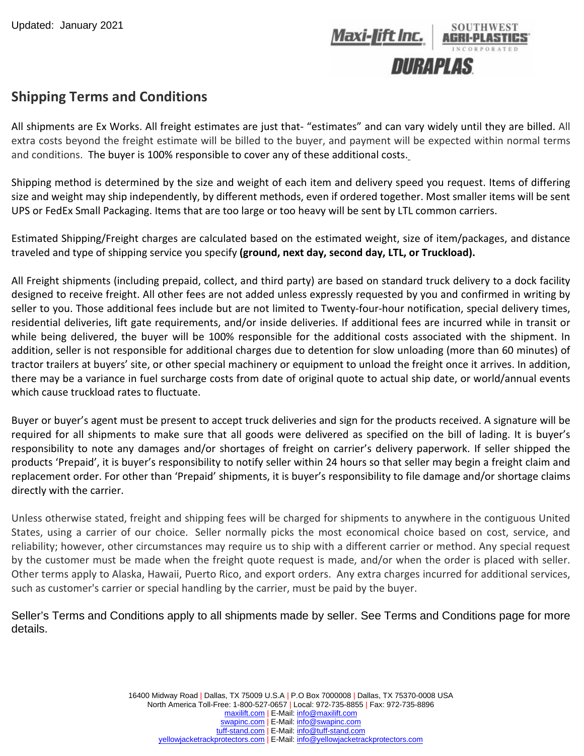Updated: January 2021

Maxi-Lift Inc. | SOUTHWEST AGRI-PLASTICS INCORPORATED | DURAPLAS

## Shipping Terms and Conditions

All shipments are Ex Works. All freight estimates are just that- "estimates" and can vary widely until they are billed. All extra costs beyond the freight estimate will be billed to the buyer, and payment will be expected within normal terms and conditions. The buyer is 100% responsible to cover any of these additional costs.

Shipping method is determined by the size and weight of each item and delivery speed you request. Items of differing size and weight may ship independently, by different methods, even if ordered together. Most smaller items will be sent UPS or FedEx Small Packaging. Items that are too large or too heavy will be sent by LTL common carriers.

Estimated Shipping/Freight charges are calculated based on the estimated weight, size of item/packages, and distance traveled and type of shipping service you specify **(ground, next day, second day, LTL, or Truckload).**

All Freight shipments (including prepaid, collect, and third party) are based on standard truck delivery to a dock facility designed to receive freight. All other fees are not added unless expressly requested by you and confirmed in writing by seller to you. Those additional fees include but are not limited to Twenty-four-hour notification, special delivery times, residential deliveries, lift gate requirements, and/or inside deliveries. If additional fees are incurred while in transit or while being delivered, the buyer will be 100% responsible for the additional costs associated with the shipment. In addition, seller is not responsible for additional charges due to detention for slow unloading (more than 60 minutes) of tractor trailers at buyers' site, or other special machinery or equipment to unload the freight once it arrives. In addition, there may be a variance in fuel surcharge costs from date of original quote to actual ship date, or world/annual events which cause truckload rates to fluctuate.

Buyer or buyer's agent must be present to accept truck deliveries and sign for the products received. A signature will be required for all shipments to make sure that all goods were delivered as specified on the bill of lading. It is buyer's responsibility to note any damages and/or shortages of freight on carrier's delivery paperwork. If seller shipped the products 'Prepaid', it is buyer's responsibility to notify seller within 24 hours so that seller may begin a freight claim and replacement order. For other than 'Prepaid' shipments, it is buyer's responsibility to file damage and/or shortage claims directly with the carrier.

Unless otherwise stated, freight and shipping fees will be charged for shipments to anywhere in the contiguous United States, using a carrier of our choice. Seller normally picks the most economical choice based on cost, service, and reliability; however, other circumstances may require us to ship with a different carrier or method. Any special request by the customer must be made when the freight quote request is made, and/or when the order is placed with seller. Other terms apply to Alaska, Hawaii, Puerto Rico, and export orders. Any extra charges incurred for additional services, such as customer's carrier or special handling by the carrier, must be paid by the buyer.

Seller's Terms and Conditions apply to all shipments made by seller. See Terms and Conditions page for more details.

16400 Midway Road | Dallas, TX 75009 U.S.A | P.O Box 7000008 | Dallas, TX 75370-0008 USA
North America Toll-Free: 1-800-527-0657 | Local: 972-735-8855 | Fax: 972-735-8896
maxilift.com | E-Mail: info@maxilift.com
swapinc.com | E-Mail: info@swapinc.com
tuff-stand.com | E-Mail: info@tuff-stand.com
yellowjacketrackprotectors.com | E-Mail: info@yellowjacketrackprotectors.com